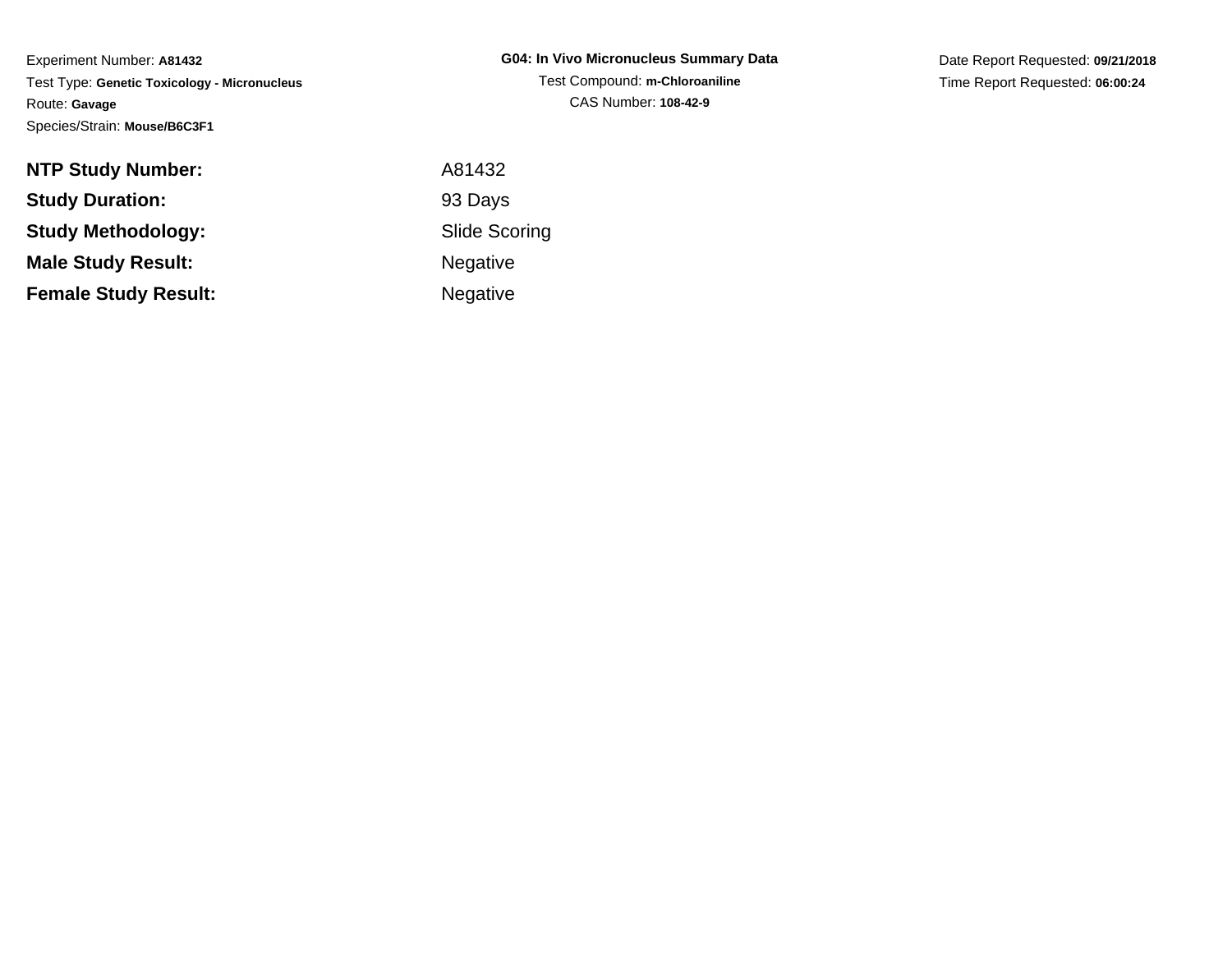Experiment Number: **A81432**
Test Type: **Genetic Toxicology - Micronucleus**
Route: **Gavage**
Species/Strain: **Mouse/B6C3F1**

**G04: In Vivo Micronucleus Summary Data**
Test Compound: **m-Chloroaniline**
CAS Number: **108-42-9**

Date Report Requested: **09/21/2018**
Time Report Requested: **06:00:24**

| | |
|---|---|
| **NTP Study Number:** | A81432 |
| **Study Duration:** | 93 Days |
| **Study Methodology:** | Slide Scoring |
| **Male Study Result:** | Negative |
| **Female Study Result:** | Negative |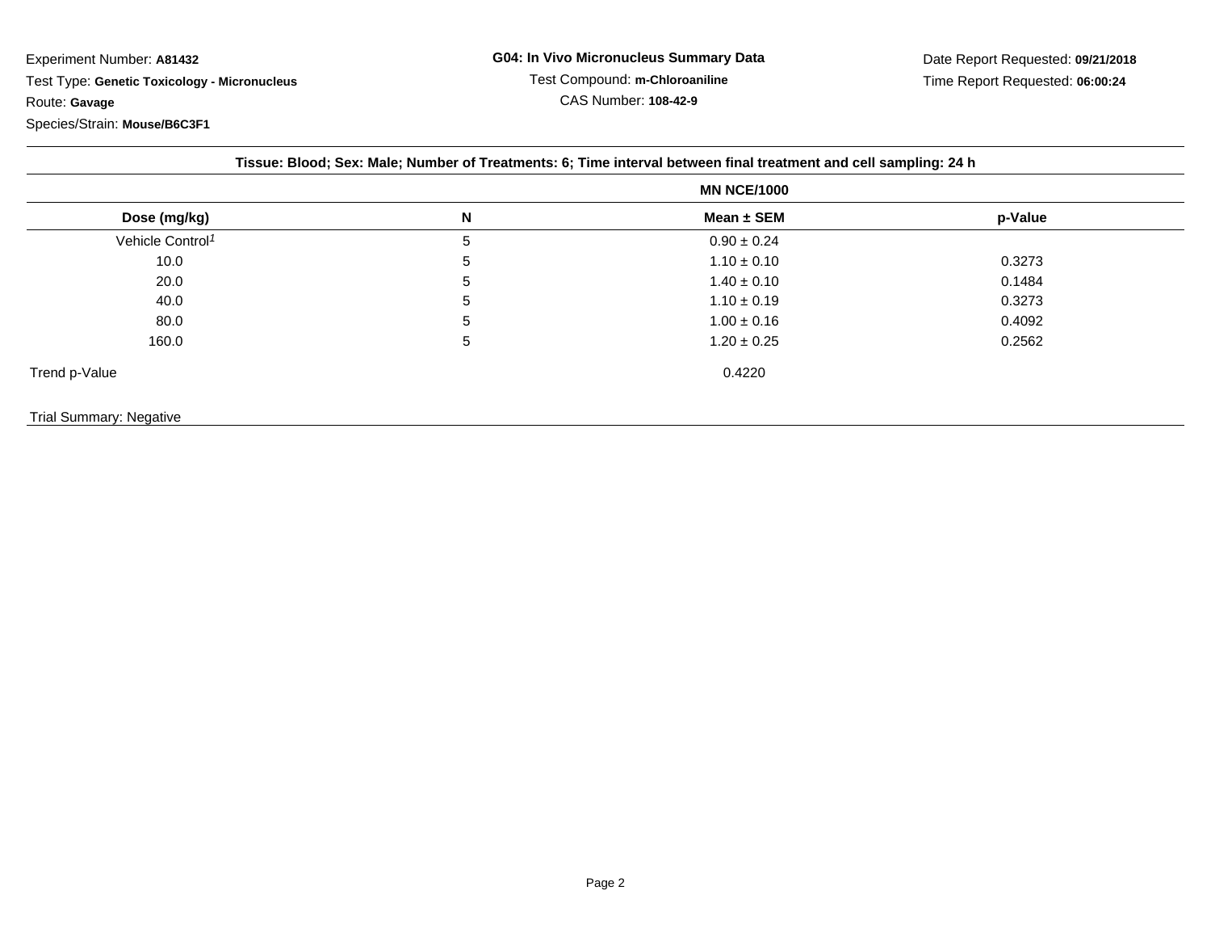Experiment Number: **A81432**
Test Type: **Genetic Toxicology - Micronucleus**
Route: **Gavage**
Species/Strain: **Mouse/B6C3F1**

**G04: In Vivo Micronucleus Summary Data**
Test Compound: **m-Chloroaniline**
CAS Number: **108-42-9**

Date Report Requested: **09/21/2018**
Time Report Requested: **06:00:24**

**Tissue: Blood; Sex: Male; Number of Treatments: 6; Time interval between final treatment and cell sampling: 24 h**

| | | MN NCE/1000 | |
|---|---|---|---|
| **Dose (mg/kg)** | **N** | **Mean ± SEM** | **p-Value** |
| Vehicle Control[1] | 5 | 0.90 ± 0.24 | |
| 10.0 | 5 | 1.10 ± 0.10 | 0.3273 |
| 20.0 | 5 | 1.40 ± 0.10 | 0.1484 |
| 40.0 | 5 | 1.10 ± 0.19 | 0.3273 |
| 80.0 | 5 | 1.00 ± 0.16 | 0.4092 |
| 160.0 | 5 | 1.20 ± 0.25 | 0.2562 |
| Trend p-Value | | 0.4220 | |

Trial Summary: Negative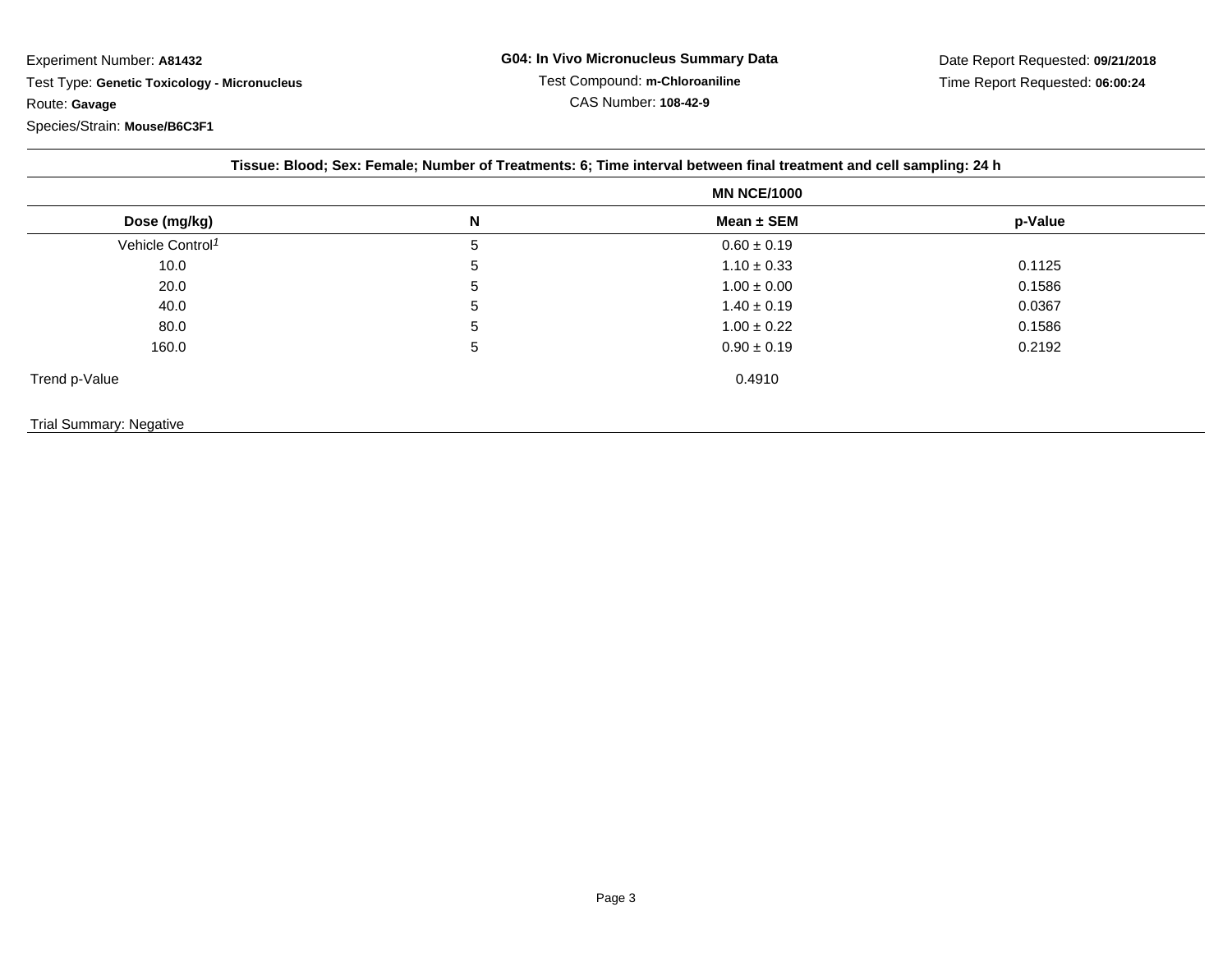Experiment Number: **A81432**
Test Type: **Genetic Toxicology - Micronucleus**
Route: **Gavage**
Species/Strain: **Mouse/B6C3F1**

**G04: In Vivo Micronucleus Summary Data**
Test Compound: **m-Chloroaniline**
CAS Number: **108-42-9**

Date Report Requested: **09/21/2018**
Time Report Requested: **06:00:24**

**Tissue: Blood; Sex: Female; Number of Treatments: 6; Time interval between final treatment and cell sampling: 24 h**

| | | MN NCE/1000 | |
|---|---|---|---|
| **Dose (mg/kg)** | **N** | **Mean ± SEM** | **p-Value** |
| Vehicle Control[1] | 5 | 0.60 ± 0.19 | |
| 10.0 | 5 | 1.10 ± 0.33 | 0.1125 |
| 20.0 | 5 | 1.00 ± 0.00 | 0.1586 |
| 40.0 | 5 | 1.40 ± 0.19 | 0.0367 |
| 80.0 | 5 | 1.00 ± 0.22 | 0.1586 |
| 160.0 | 5 | 0.90 ± 0.19 | 0.2192 |
| Trend p-Value | | 0.4910 | |

Trial Summary: Negative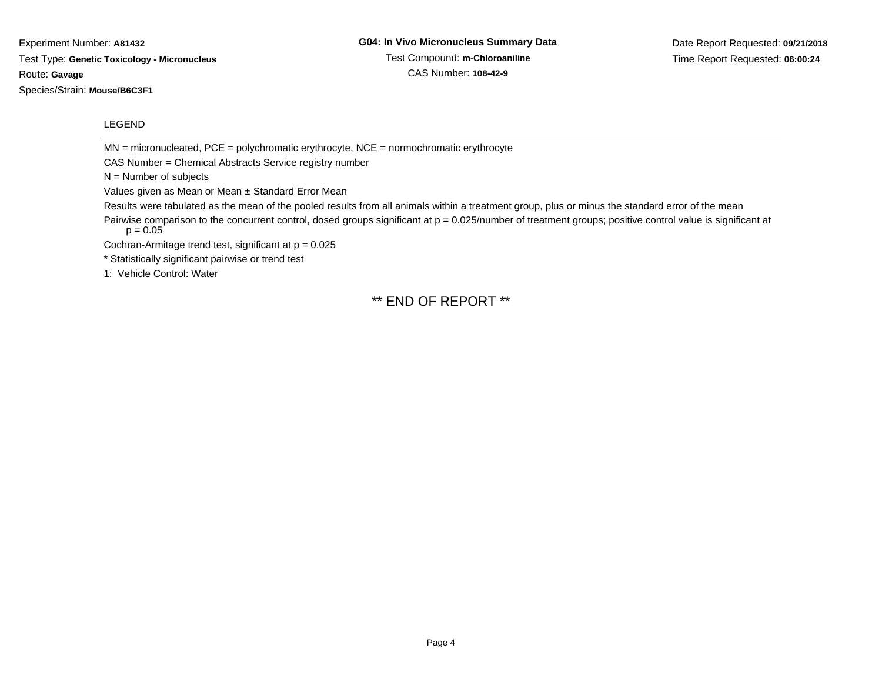Experiment Number: **A81432**
Test Type: **Genetic Toxicology - Micronucleus**
Route: **Gavage**
Species/Strain: **Mouse/B6C3F1**

**G04: In Vivo Micronucleus Summary Data**
Test Compound: **m-Chloroaniline**
CAS Number: **108-42-9**

Date Report Requested: **09/21/2018**
Time Report Requested: **06:00:24**

LEGEND

MN = micronucleated, PCE = polychromatic erythrocyte, NCE = normochromatic erythrocyte

CAS Number = Chemical Abstracts Service registry number

N = Number of subjects

Values given as Mean or Mean ± Standard Error Mean

Results were tabulated as the mean of the pooled results from all animals within a treatment group, plus or minus the standard error of the mean

Pairwise comparison to the concurrent control, dosed groups significant at p = 0.025/number of treatment groups; positive control value is significant at p = 0.05

Cochran-Armitage trend test, significant at p = 0.025

* Statistically significant pairwise or trend test

1: Vehicle Control: Water

** END OF REPORT **